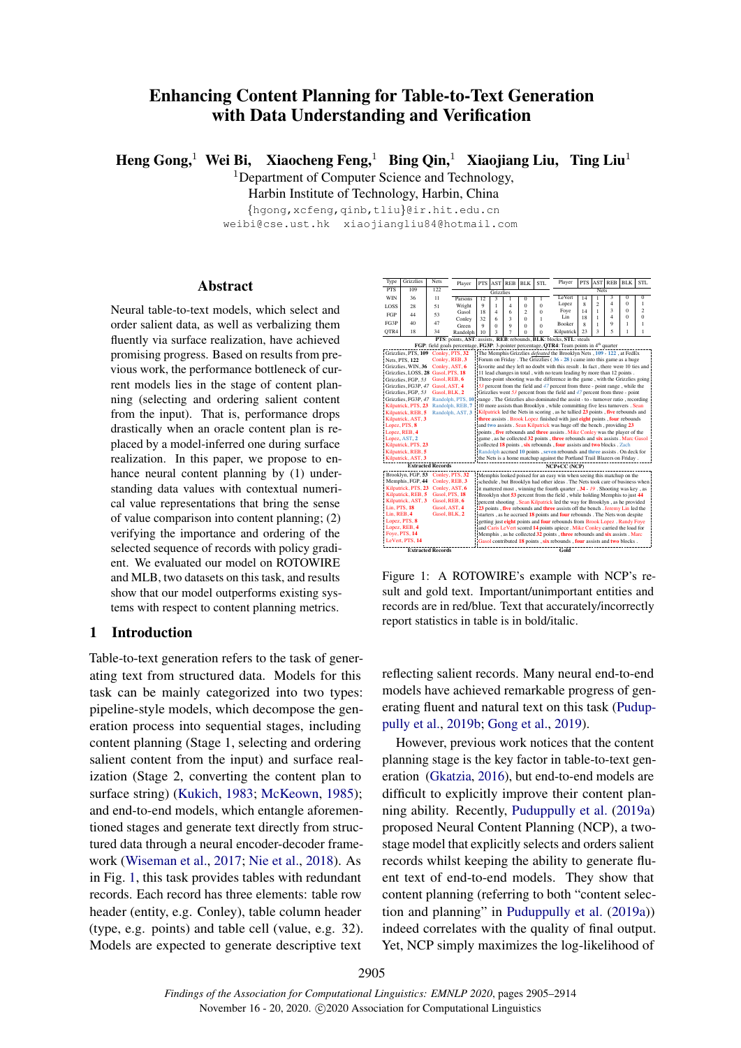# Enhancing Content Planning for Table-to-Text Generation with Data Understanding and Verification

**Heng Gong,[1] Wei Bi, Xiaocheng Feng,[1] Bing Qin,[1] Xiaojiang Liu, Ting Liu[1]**

[1]Department of Computer Science and Technology,
Harbin Institute of Technology, Harbin, China

{hgong,xcfeng,qinb,tliu}@ir.hit.edu.cn
weibi@cse.ust.hk xiaojiangliu84@hotmail.com

## Abstract

Neural table-to-text models, which select and order salient data, as well as verbalizing them fluently via surface realization, have achieved promising progress. Based on results from previous work, the performance bottleneck of current models lies in the stage of content planning (selecting and ordering salient content from the input). That is, performance drops drastically when an oracle content plan is replaced by a model-inferred one during surface realization. In this paper, we propose to enhance neural content planning by (1) understanding data values with contextual numerical value representations that bring the sense of value comparison into content planning; (2) verifying the importance and ordering of the selected sequence of records with policy gradient. We evaluated our model on ROTOWIRE and MLB, two datasets on this task, and results show that our model outperforms existing systems with respect to content planning metrics.

## 1 Introduction

Table-to-text generation refers to the task of generating text from structured data. Models for this task can be mainly categorized into two types: pipeline-style models, which decompose the generation process into sequential stages, including content planning (Stage 1, selecting and ordering salient content from the input) and surface realization (Stage 2, converting the content plan to surface string) (Kukich, 1983; McKeown, 1985); and end-to-end models, which entangle aforementioned stages and generate text directly from structured data through a neural encoder-decoder framework (Wiseman et al., 2017; Nie et al., 2018). As in Fig. 1, this task provides tables with redundant records. Each record has three elements: table row header (entity, e.g. Conley), table column header (type, e.g. points) and table cell (value, e.g. 32). Models are expected to generate descriptive text reflecting salient records. Many neural end-to-end models have achieved remarkable progress of generating fluent and natural text on this task (Puduppully et al., 2019b; Gong et al., 2019).

| Type | Grizzlies | Nets |
|---|---|---|
| PTS | 109 | 122 |
| WIN | 36 | 11 |
| LOSS | 28 | 51 |
| FGP | 44 | 53 |
| FG3P | 40 | 47 |
| QTR4 | 18 | 34 |

| Player | PTS | AST | REB | BLK | STL |
|---|---|---|---|---|---|
| Grizzlies | | | | | |
| Parsons | 12 | 3 | 1 | 0 | 1 |
| Wright | 9 | 1 | 4 | 0 | 0 |
| Gasol | 18 | 4 | 6 | 2 | 0 |
| Conley | 32 | 6 | 3 | 0 | 1 |
| Green | 9 | 0 | 9 | 0 | 0 |
| Randolph | 10 | 3 | 7 | 0 | 0 |

| Player | PTS | AST | REB | BLK | STL |
|---|---|---|---|---|---|
| Nets | | | | | |
| LeVert | 14 | 1 | 3 | 0 | 0 |
| Lopez | 8 | 2 | 4 | 0 | 1 |
| Foye | 14 | 1 | 3 | 0 | 2 |
| Lin | 18 | 1 | 4 | 0 | 0 |
| Booker | 8 | 1 | 9 | 1 | 1 |
| Kilpatrick | 23 | 3 | 5 | 1 | 1 |

**PTS**: points, **AST**: assists, **REB**: rebounds, **BLK**: blocks, **STL**: steals
**FGP**: field goals percentage, **FG3P**: 3-pointer percentage, **QTR4**: Team points in 4[th] quarter

Extracted Records: Grizzlies, PTS, **109** | Nets, PTS, **122** | Grizzlies, WIN, **36** | Grizzlies, LOSS, **28** | Grizzlies, FGP, *53* | Grizzlies, FG3P, *47* | Grizzlies, FG3P, *47* | Kilpatrick, PTS, **23** | Kilpatrick, REB, **5** | Kilpatrick, AST, 3 | Lopez, PTS, **8** | Lopez, REB, 4 | Lopez, AST, 2 | Kilpatrick, PTS, 23 | Kilpatrick, REB, 5 | Kilpatrick, AST, 3 | Conley, PTS, **32** | Conley, REB, 3 | Conley, AST, **6** | Gasol, PTS, **18** | Gasol, REB, **6** | Gasol, AST, **4** | Gasol, BLK, **2** | Randolph, PTS, 10 | Randolph, REB, 7 | Randolph, AST, 3

NCP+CC (NCP): The Memphis Grizzlies *defeated* the Brooklyn Nets , **109** - **122** , at FedEx Forum on Friday . The Grizzlies ( **36** - **28** ) came into this game as a huge favorite and they left no doubt with this result . In fact , there were 10 ties and 11 lead changes in total , with no team leading by more than 12 points . Three-point shooting was the difference in the game , with the Grizzlies going *53* percent from the field and *47* percent from three - point range , while the Grizzlies went *53* percent from the field and *47* percent from three - point range . The Grizzlies also dominated the assist - to - turnover ratio , recording 10 more assists than Brooklyn , while committing five less turnovers . Sean Kilpatrick led the Nets in scoring , as he tallied **23** points , **five** rebounds and **three** assists . Brook Lopez finished with just **eight** points , **four** rebounds and **two** assists . Sean Kilpatrick was huge off the bench , providing **23** points , **five** rebounds and **three** assists . Mike Conley was the player of the game , as he collected **32** points , **three** rebounds and **six** assists . Marc Gasol collected **18** points , **six** rebounds , **four** assists and **two** blocks . Zach Randolph accrued **10** points , **seven** rebounds and **three** assists . On deck for the Nets is a home matchup against the Portland Trail Blazers on Friday .

Extracted Records: Brooklyn, FGP, **53** | Memphis, FGP, **44** | Kilpatrick, PTS, **23** | Kilpatrick, REB, **5** | Kilpatrick, AST, **3** | Lin, PTS, **18** | Lin, REB, **4** | Lopez, PTS, **8** | Lopez, REB, **4** | Foye, PTS, **14** | LeVert, PTS, **14** | Conley, PTS, **32** | Conley, REB, **3** | Conley, AST, **6** | Gasol, PTS, **18** | Gasol, REB, **6** | Gasol, AST, **4** | Gasol, BLK, **2**

Gold: Memphis looked poised for an easy win when seeing this matchup on the schedule , but Brooklyn had other ideas . The Nets took care of business when it mattered most , winning the fourth quarter , **34** - *19* . Shooting was key , as Brooklyn shot **53** percent from the field , while holding Memphis to just **44** percent shooting . Sean Kilpatrick led the way for Brooklyn , as he provided **23** points , **five** rebounds and **three** assists off the bench . Jeremy Lin led the starters , as he accrued **18** points and **four** rebounds . The Nets won despite getting just **eight** points and **four** rebounds from Brook Lopez . Randy Foye and Caris LeVert scored **14** points apiece . Mike Conley carried the load for Memphis , as he collected **32** points , **six** rebounds and **six** assists . Marc Gasol contributed **18** points , **six** rebounds , **four** assists and **two** blocks .

Figure 1: A ROTOWIRE's example with NCP's result and gold text. Important/unimportant entities and records are in red/blue. Text that accurately/incorrectly report statistics in table is in bold/italic.

However, previous work notices that the content planning stage is the key factor in table-to-text generation (Gkatzia, 2016), but end-to-end models are difficult to explicitly improve their content planning ability. Recently, Puduppully et al. (2019a) proposed Neural Content Planning (NCP), a two-stage model that explicitly selects and orders salient records whilst keeping the ability to generate fluent text of end-to-end models. They show that content planning (referring to both "content selection and planning" in Puduppully et al. (2019a)) indeed correlates with the quality of final output. Yet, NCP simply maximizes the log-likelihood of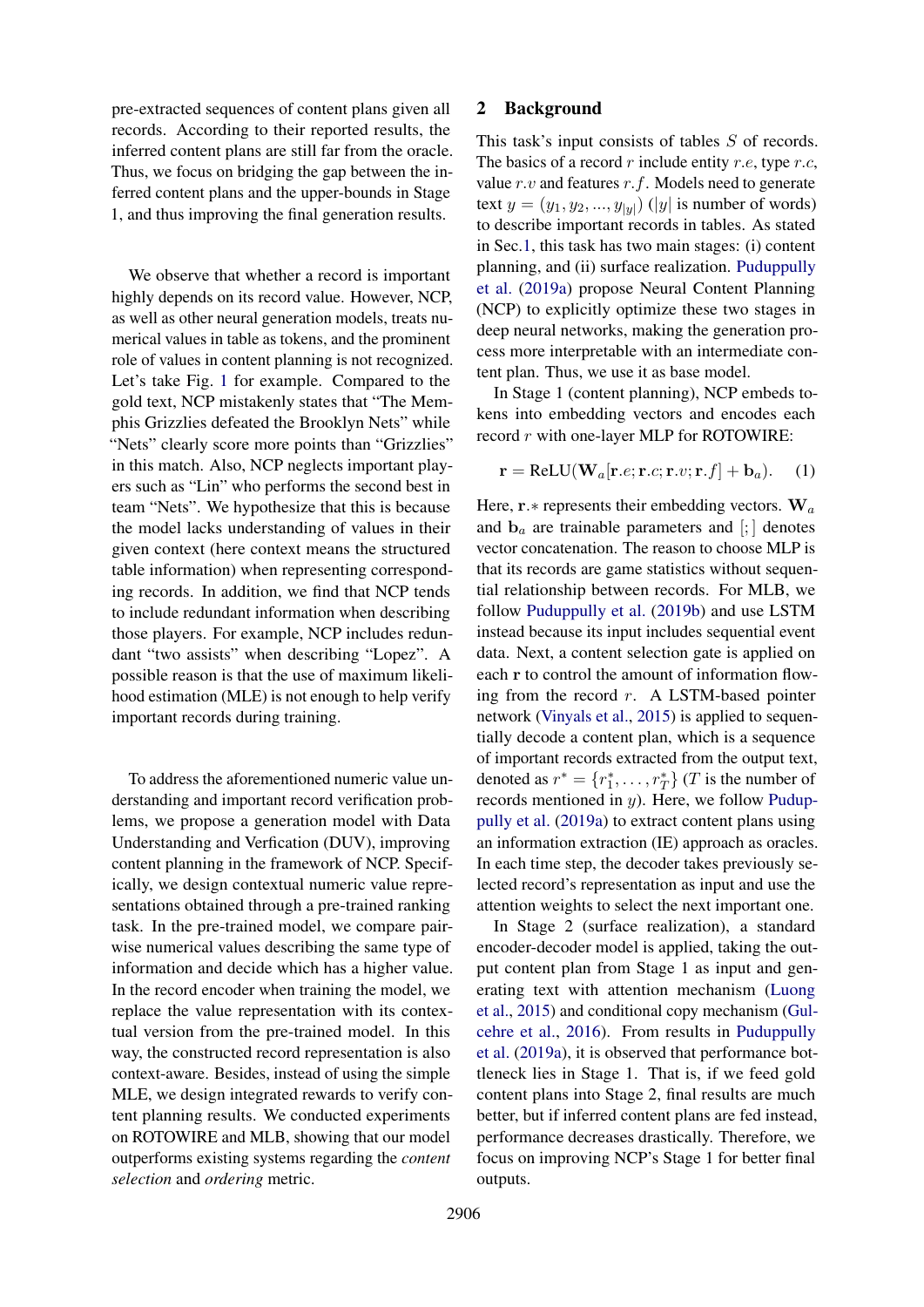pre-extracted sequences of content plans given all records. According to their reported results, the inferred content plans are still far from the oracle. Thus, we focus on bridging the gap between the inferred content plans and the upper-bounds in Stage 1, and thus improving the final generation results.

We observe that whether a record is important highly depends on its record value. However, NCP, as well as other neural generation models, treats numerical values in table as tokens, and the prominent role of values in content planning is not recognized. Let's take Fig. 1 for example. Compared to the gold text, NCP mistakenly states that "The Memphis Grizzlies defeated the Brooklyn Nets" while "Nets" clearly score more points than "Grizzlies" in this match. Also, NCP neglects important players such as "Lin" who performs the second best in team "Nets". We hypothesize that this is because the model lacks understanding of values in their given context (here context means the structured table information) when representing corresponding records. In addition, we find that NCP tends to include redundant information when describing those players. For example, NCP includes redundant "two assists" when describing "Lopez". A possible reason is that the use of maximum likelihood estimation (MLE) is not enough to help verify important records during training.

To address the aforementioned numeric value understanding and important record verification problems, we propose a generation model with Data Understanding and Verfication (DUV), improving content planning in the framework of NCP. Specifically, we design contextual numeric value representations obtained through a pre-trained ranking task. In the pre-trained model, we compare pairwise numerical values describing the same type of information and decide which has a higher value. In the record encoder when training the model, we replace the value representation with its contextual version from the pre-trained model. In this way, the constructed record representation is also context-aware. Besides, instead of using the simple MLE, we design integrated rewards to verify content planning results. We conducted experiments on ROTOWIRE and MLB, showing that our model outperforms existing systems regarding the *content selection* and *ordering* metric.

## 2 Background

This task's input consists of tables $S$ of records. The basics of a record $r$ include entity $r.e$, type $r.c$, value $r.v$ and features $r.f$. Models need to generate text $y = (y_1, y_2, ..., y_{|y|})$ ($|y|$ is number of words) to describe important records in tables. As stated in Sec.1, this task has two main stages: (i) content planning, and (ii) surface realization. Puduppully et al. (2019a) propose Neural Content Planning (NCP) to explicitly optimize these two stages in deep neural networks, making the generation process more interpretable with an intermediate content plan. Thus, we use it as base model.

In Stage 1 (content planning), NCP embeds tokens into embedding vectors and encodes each record $r$ with one-layer MLP for ROTOWIRE:

$$\mathbf{r} = \text{ReLU}(\mathbf{W}_a[\mathbf{r}.e; \mathbf{r}.c; \mathbf{r}.v; \mathbf{r}.f] + \mathbf{b}_a). \quad (1)$$

Here, $\mathbf{r}.*$ represents their embedding vectors. $\mathbf{W}_a$ and $\mathbf{b}_a$ are trainable parameters and $[;]$ denotes vector concatenation. The reason to choose MLP is that its records are game statistics without sequential relationship between records. For MLB, we follow Puduppully et al. (2019b) and use LSTM instead because its input includes sequential event data. Next, a content selection gate is applied on each $\mathbf{r}$ to control the amount of information flowing from the record $r$. A LSTM-based pointer network (Vinyals et al., 2015) is applied to sequentially decode a content plan, which is a sequence of important records extracted from the output text, denoted as $r^* = \{r_1^*, \ldots, r_T^*\}$ ($T$ is the number of records mentioned in $y$). Here, we follow Puduppully et al. (2019a) to extract content plans using an information extraction (IE) approach as oracles. In each time step, the decoder takes previously selected record's representation as input and use the attention weights to select the next important one.

In Stage 2 (surface realization), a standard encoder-decoder model is applied, taking the output content plan from Stage 1 as input and generating text with attention mechanism (Luong et al., 2015) and conditional copy mechanism (Gulcehre et al., 2016). From results in Puduppully et al. (2019a), it is observed that performance bottleneck lies in Stage 1. That is, if we feed gold content plans into Stage 2, final results are much better, but if inferred content plans are fed instead, performance decreases drastically. Therefore, we focus on improving NCP's Stage 1 for better final outputs.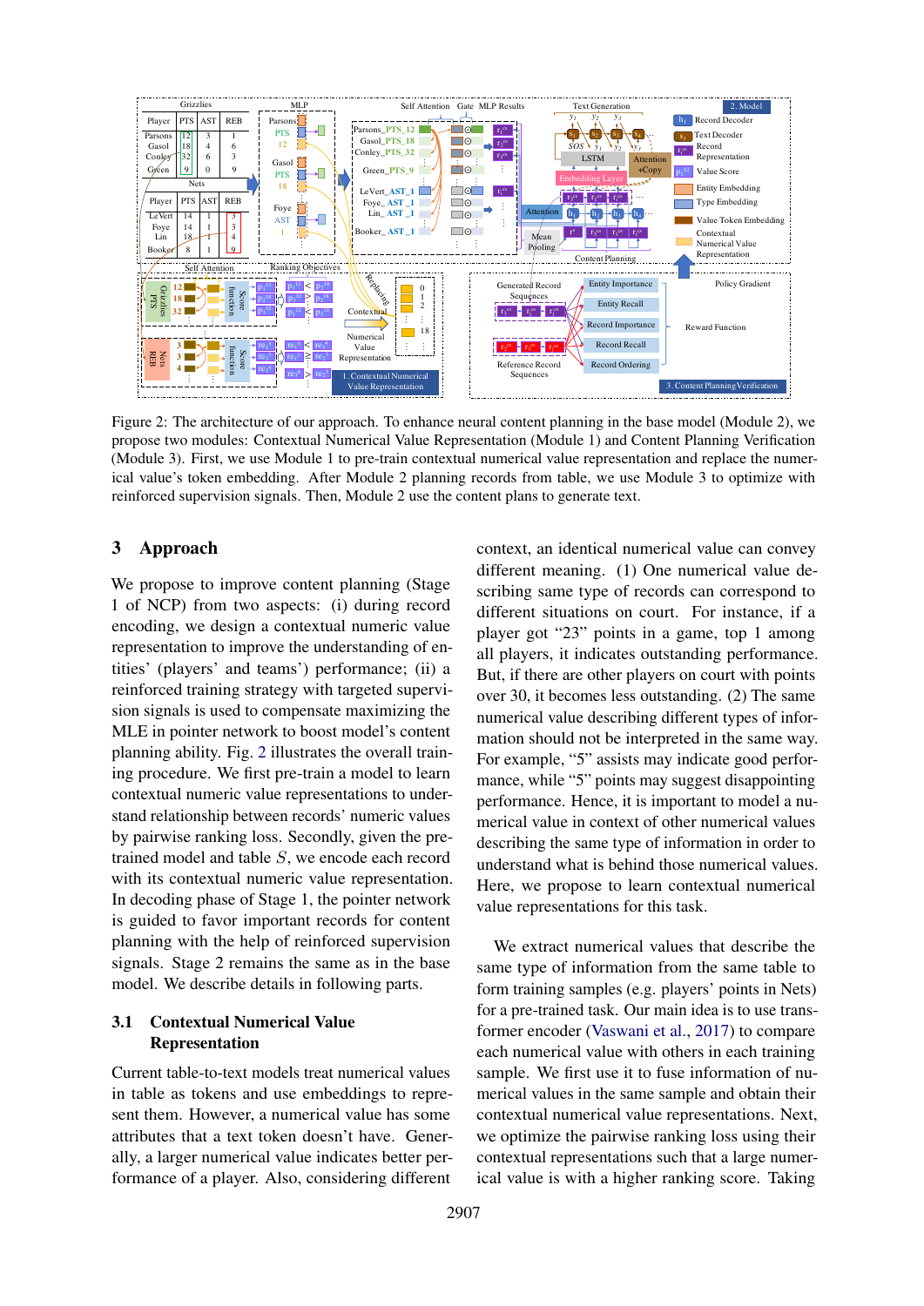Figure 2: The architecture of our approach. To enhance neural content planning in the base model (Module 2), we propose two modules: Contextual Numerical Value Representation (Module 1) and Content Planning Verification (Module 3). First, we use Module 1 to pre-train contextual numerical value representation and replace the numerical value's token embedding. After Module 2 planning records from table, we use Module 3 to optimize with reinforced supervision signals. Then, Module 2 use the content plans to generate text.

## 3 Approach

We propose to improve content planning (Stage 1 of NCP) from two aspects: (i) during record encoding, we design a contextual numeric value representation to improve the understanding of entities' (players' and teams') performance; (ii) a reinforced training strategy with targeted supervision signals is used to compensate maximizing the MLE in pointer network to boost model's content planning ability. Fig. 2 illustrates the overall training procedure. We first pre-train a model to learn contextual numeric value representations to understand relationship between records' numeric values by pairwise ranking loss. Secondly, given the pre-trained model and table $S$, we encode each record with its contextual numeric value representation. In decoding phase of Stage 1, the pointer network is guided to favor important records for content planning with the help of reinforced supervision signals. Stage 2 remains the same as in the base model. We describe details in following parts.

### 3.1 Contextual Numerical Value Representation

Current table-to-text models treat numerical values in table as tokens and use embeddings to represent them. However, a numerical value has some attributes that a text token doesn't have. Generally, a larger numerical value indicates better performance of a player. Also, considering different context, an identical numerical value can convey different meaning. (1) One numerical value describing same type of records can correspond to different situations on court. For instance, if a player got "23" points in a game, top 1 among all players, it indicates outstanding performance. But, if there are other players on court with points over 30, it becomes less outstanding. (2) The same numerical value describing different types of information should not be interpreted in the same way. For example, "5" assists may indicate good performance, while "5" points may suggest disappointing performance. Hence, it is important to model a numerical value in context of other numerical values describing the same type of information in order to understand what is behind those numerical values. Here, we propose to learn contextual numerical value representations for this task.

We extract numerical values that describe the same type of information from the same table to form training samples (e.g. players' points in Nets) for a pre-trained task. Our main idea is to use transformer encoder (Vaswani et al., 2017) to compare each numerical value with others in each training sample. We first use it to fuse information of numerical values in the same sample and obtain their contextual numerical value representations. Next, we optimize the pairwise ranking loss using their contextual representations such that a large numerical value is with a higher ranking score. Taking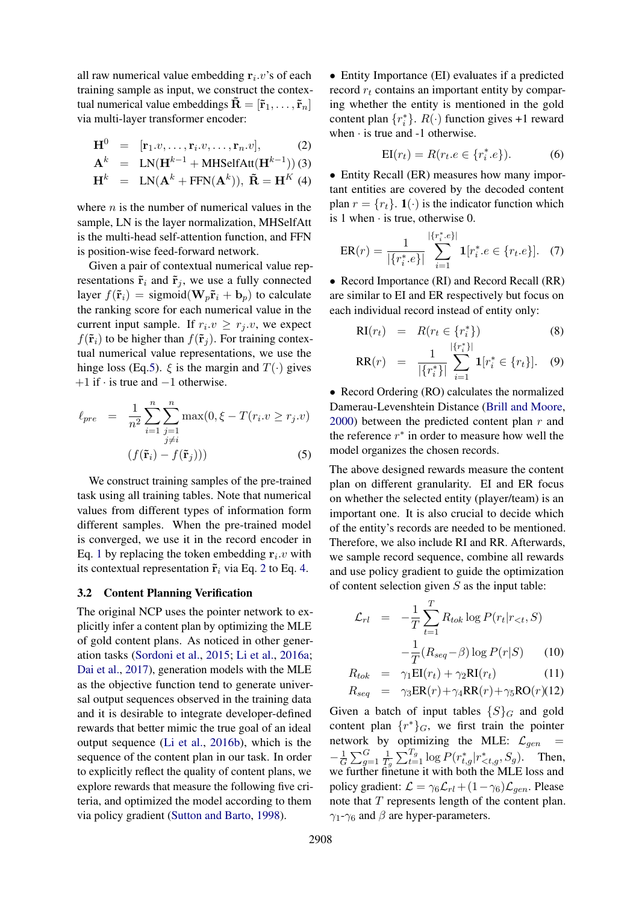all raw numerical value embedding $\mathbf{r}_i.v$'s of each training sample as input, we construct the contextual numerical value embeddings $\tilde{\mathbf{R}} = [\tilde{\mathbf{r}}_1, \ldots, \tilde{\mathbf{r}}_n]$ via multi-layer transformer encoder:

$$
\begin{aligned}
\mathbf{H}^0 &= [\mathbf{r}_1.v, \ldots, \mathbf{r}_i.v, \ldots, \mathbf{r}_n.v], && (2)\\
\mathbf{A}^k &= \text{LN}(\mathbf{H}^{k-1} + \text{MHSelfAtt}(\mathbf{H}^{k-1})) && (3)\\
\mathbf{H}^k &= \text{LN}(\mathbf{A}^k + \text{FFN}(\mathbf{A}^k)),\ \tilde{\mathbf{R}} = \mathbf{H}^K && (4)
\end{aligned}
$$

where $n$ is the number of numerical values in the sample, LN is the layer normalization, MHSelfAtt is the multi-head self-attention function, and FFN is position-wise feed-forward network.

Given a pair of contextual numerical value representations $\tilde{\mathbf{r}}_i$ and $\tilde{\mathbf{r}}_j$, we use a fully connected layer $f(\tilde{\mathbf{r}}_i) = \text{sigmoid}(\mathbf{W}_p\tilde{\mathbf{r}}_i + \mathbf{b}_p)$ to calculate the ranking score for each numerical value in the current input sample. If $r_i.v \geq r_j.v$, we expect $f(\tilde{\mathbf{r}}_i)$ to be higher than $f(\tilde{\mathbf{r}}_j)$. For training contextual numerical value representations, we use the hinge loss (Eq.5). $\xi$ is the margin and $T(\cdot)$ gives $+1$ if $\cdot$ is true and $-1$ otherwise.

$$
\ell_{pre} = \frac{1}{n^2}\sum_{i=1}^{n}\sum_{\substack{j=1\\ j\neq i}}^{n} \max(0, \xi - T(r_i.v \geq r_j.v)(f(\tilde{\mathbf{r}}_i) - f(\tilde{\mathbf{r}}_j))) \quad (5)
$$

We construct training samples of the pre-trained task using all training tables. Note that numerical values from different types of information form different samples. When the pre-trained model is converged, we use it in the record encoder in Eq. 1 by replacing the token embedding $\mathbf{r}_i.v$ with its contextual representation $\tilde{\mathbf{r}}_i$ via Eq. 2 to Eq. 4.

### 3.2 Content Planning Verification

The original NCP uses the pointer network to explicitly infer a content plan by optimizing the MLE of gold content plans. As noticed in other generation tasks (Sordoni et al., 2015; Li et al., 2016a; Dai et al., 2017), generation models with the MLE as the objective function tend to generate universal output sequences observed in the training data and it is desirable to integrate developer-defined rewards that better mimic the true goal of an ideal output sequence (Li et al., 2016b), which is the sequence of the content plan in our task. In order to explicitly reflect the quality of content plans, we explore rewards that measure the following five criteria, and optimized the model according to them via policy gradient (Sutton and Barto, 1998).

- Entity Importance (EI) evaluates if a predicted record $r_t$ contains an important entity by comparing whether the entity is mentioned in the gold content plan $\{r_i^*\}$. $R(\cdot)$ function gives +1 reward when $\cdot$ is true and -1 otherwise.

$$
\text{EI}(r_t) = R(r_t.e \in \{r_i^*.e\}). \quad (6)
$$

- Entity Recall (ER) measures how many important entities are covered by the decoded content plan $r = \{r_t\}$. $\mathbf{1}(\cdot)$ is the indicator function which is 1 when $\cdot$ is true, otherwise 0.

$$
\text{ER}(r) = \frac{1}{|\{r_i^*.e\}|}\sum_{i=1}^{|\{r_i^*.e\}|} \mathbf{1}[r_i^*.e \in \{r_t.e\}]. \quad (7)
$$

- Record Importance (RI) and Record Recall (RR) are similar to EI and ER respectively but focus on each individual record instead of entity only:

$$
\begin{aligned}
\text{RI}(r_t) &= R(r_t \in \{r_i^*\}) && (8)\\
\text{RR}(r) &= \frac{1}{|\{r_i^*\}|}\sum_{i=1}^{|\{r_i^*\}|} \mathbf{1}[r_i^* \in \{r_t\}]. && (9)
\end{aligned}
$$

- Record Ordering (RO) calculates the normalized Damerau-Levenshtein Distance (Brill and Moore, 2000) between the predicted content plan $r$ and the reference $r^*$ in order to measure how well the model organizes the chosen records.

The above designed rewards measure the content plan on different granularity. EI and ER focus on whether the selected entity (player/team) is an important one. It is also crucial to decide which of the entity's records are needed to be mentioned. Therefore, we also include RI and RR. Afterwards, we sample record sequence, combine all rewards and use policy gradient to guide the optimization of content selection given $S$ as the input table:

$$
\begin{aligned}
\mathcal{L}_{rl} &= -\frac{1}{T}\sum_{t=1}^{T} R_{tok}\log P(r_t|r_{<t}, S) \\
&\quad -\frac{1}{T}(R_{seq}-\beta)\log P(r|S) && (10)\\
R_{tok} &= \gamma_1\text{EI}(r_t) + \gamma_2\text{RI}(r_t) && (11)\\
R_{seq} &= \gamma_3\text{ER}(r) + \gamma_4\text{RR}(r) + \gamma_5\text{RO}(r) && (12)
\end{aligned}
$$

Given a batch of input tables $\{S\}_G$ and gold content plan $\{r^*\}_G$, we first train the pointer network by optimizing the MLE: $\mathcal{L}_{gen} = -\frac{1}{G}\sum_{g=1}^{G}\frac{1}{T_g}\sum_{t=1}^{T_g}\log P(r_{t,g}^*|r_{<t,g}^*, S_g)$. Then, we further finetune it with both the MLE loss and policy gradient: $\mathcal{L} = \gamma_6\mathcal{L}_{rl} + (1-\gamma_6)\mathcal{L}_{gen}$. Please note that $T$ represents length of the content plan. $\gamma_1$-$\gamma_6$ and $\beta$ are hyper-parameters.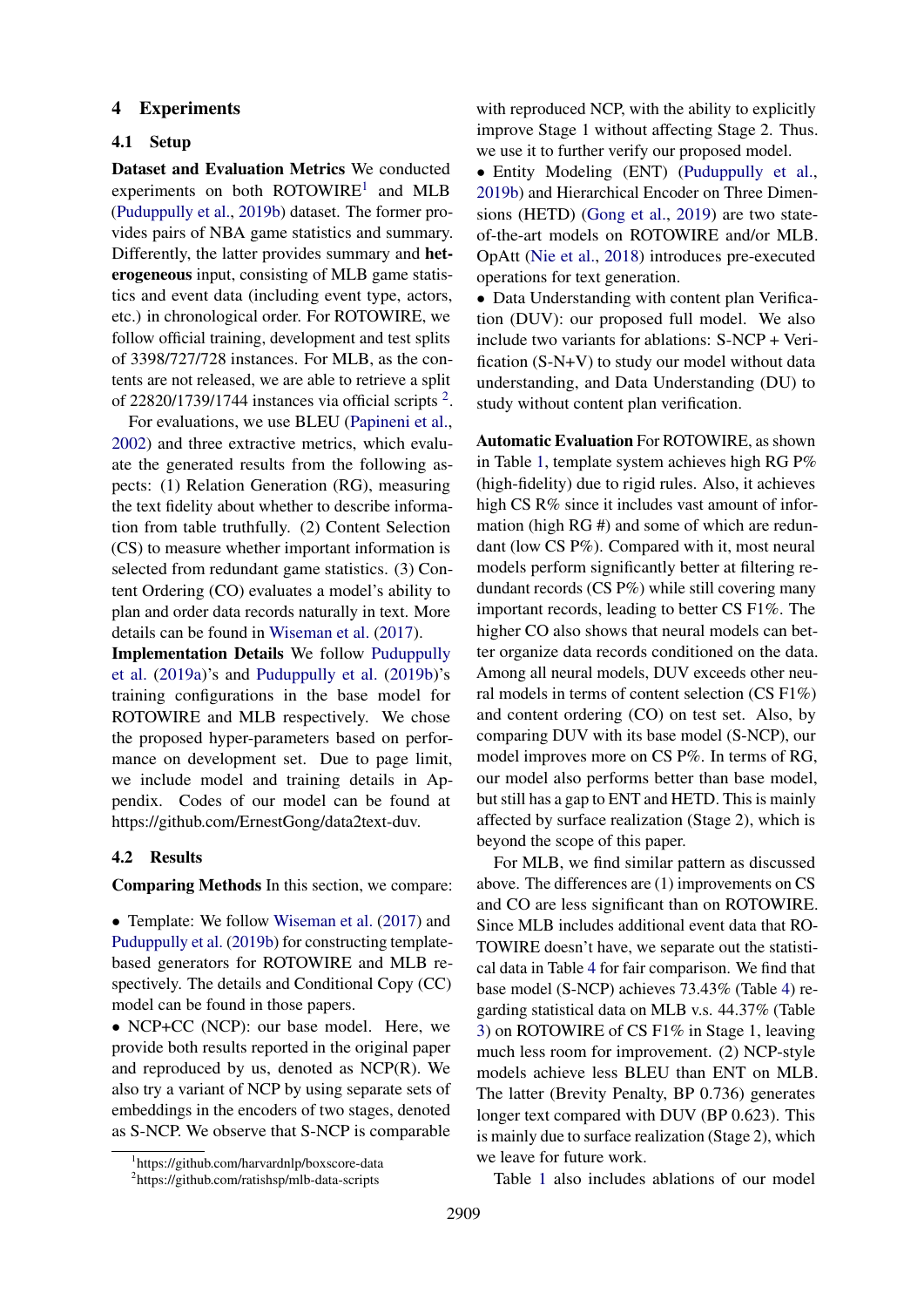## 4 Experiments

### 4.1 Setup

**Dataset and Evaluation Metrics** We conducted experiments on both ROTOWIRE[1] and MLB (Puduppully et al., 2019b) dataset. The former provides pairs of NBA game statistics and summary. Differently, the latter provides summary and **heterogeneous** input, consisting of MLB game statistics and event data (including event type, actors, etc.) in chronological order. For ROTOWIRE, we follow official training, development and test splits of 3398/727/728 instances. For MLB, as the contents are not released, we are able to retrieve a split of 22820/1739/1744 instances via official scripts [2].

For evaluations, we use BLEU (Papineni et al., 2002) and three extractive metrics, which evaluate the generated results from the following aspects: (1) Relation Generation (RG), measuring the text fidelity about whether to describe information from table truthfully. (2) Content Selection (CS) to measure whether important information is selected from redundant game statistics. (3) Content Ordering (CO) evaluates a model's ability to plan and order data records naturally in text. More details can be found in Wiseman et al. (2017).

**Implementation Details** We follow Puduppully et al. (2019a)'s and Puduppully et al. (2019b)'s training configurations in the base model for ROTOWIRE and MLB respectively. We chose the proposed hyper-parameters based on performance on development set. Due to page limit, we include model and training details in Appendix. Codes of our model can be found at https://github.com/ErnestGong/data2text-duv.

### 4.2 Results

**Comparing Methods** In this section, we compare:

- Template: We follow Wiseman et al. (2017) and Puduppully et al. (2019b) for constructing template-based generators for ROTOWIRE and MLB respectively. The details and Conditional Copy (CC) model can be found in those papers.
- NCP+CC (NCP): our base model. Here, we provide both results reported in the original paper and reproduced by us, denoted as NCP(R). We also try a variant of NCP by using separate sets of embeddings in the encoders of two stages, denoted as S-NCP. We observe that S-NCP is comparable with reproduced NCP, with the ability to explicitly improve Stage 1 without affecting Stage 2. Thus, we use it to further verify our proposed model.
- Entity Modeling (ENT) (Puduppully et al., 2019b) and Hierarchical Encoder on Three Dimensions (HETD) (Gong et al., 2019) are two state-of-the-art models on ROTOWIRE and/or MLB. OpAtt (Nie et al., 2018) introduces pre-executed operations for text generation.
- Data Understanding with content plan Verification (DUV): our proposed full model. We also include two variants for ablations: S-NCP + Verification (S-N+V) to study our model without data understanding, and Data Understanding (DU) to study without content plan verification.

**Automatic Evaluation** For ROTOWIRE, as shown in Table 1, template system achieves high RG P% (high-fidelity) due to rigid rules. Also, it achieves high CS R% since it includes vast amount of information (high RG #) and some of which are redundant (low CS P%). Compared with it, most neural models perform significantly better at filtering redundant records (CS P%) while still covering many important records, leading to better CS F1%. The higher CO also shows that neural models can better organize data records conditioned on the data. Among all neural models, DUV exceeds other neural models in terms of content selection (CS F1%) and content ordering (CO) on test set. Also, by comparing DUV with its base model (S-NCP), our model improves more on CS P%. In terms of RG, our model also performs better than base model, but still has a gap to ENT and HETD. This is mainly affected by surface realization (Stage 2), which is beyond the scope of this paper.

For MLB, we find similar pattern as discussed above. The differences are (1) improvements on CS and CO are less significant than on ROTOWIRE. Since MLB includes additional event data that ROTOWIRE doesn't have, we separate out the statistical data in Table 4 for fair comparison. We find that base model (S-NCP) achieves 73.43% (Table 4) regarding statistical data on MLB v.s. 44.37% (Table 3) on ROTOWIRE of CS F1% in Stage 1, leaving much less room for improvement. (2) NCP-style models achieve less BLEU than ENT on MLB. The latter (Brevity Penalty, BP 0.736) generates longer text compared with DUV (BP 0.623). This is mainly due to surface realization (Stage 2), which we leave for future work.

Table 1 also includes ablations of our model

[1] https://github.com/harvardnlp/boxscore-data

[2] https://github.com/ratishsp/mlb-data-scripts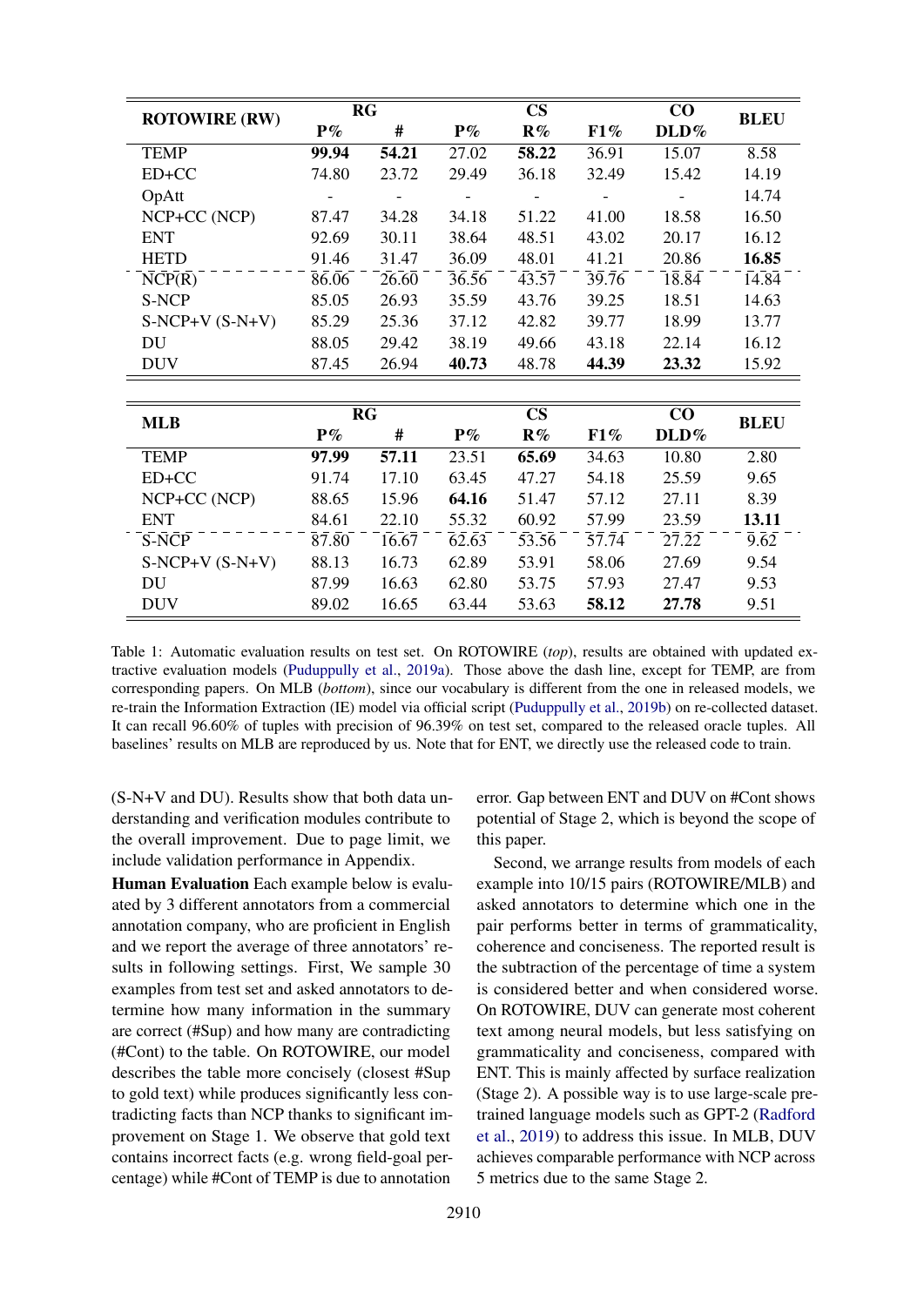| ROTOWIRE (RW) | RG | | CS | | | CO | BLEU |
|---|---|---|---|---|---|---|---|
| | P% | # | P% | R% | F1% | DLD% | |
| TEMP | **99.94** | **54.21** | 27.02 | **58.22** | 36.91 | 15.07 | 8.58 |
| ED+CC | 74.80 | 23.72 | 29.49 | 36.18 | 32.49 | 15.42 | 14.19 |
| OpAtt | - | - | - | - | - | - | 14.74 |
| NCP+CC (NCP) | 87.47 | 34.28 | 34.18 | 51.22 | 41.00 | 18.58 | 16.50 |
| ENT | 92.69 | 30.11 | 38.64 | 48.51 | 43.02 | 20.17 | 16.12 |
| HETD | 91.46 | 31.47 | 36.09 | 48.01 | 41.21 | 20.86 | **16.85** |
| NCP(R) | 86.06 | 26.60 | 36.56 | 43.57 | 39.76 | 18.84 | 14.84 |
| S-NCP | 85.05 | 26.93 | 35.59 | 43.76 | 39.25 | 18.51 | 14.63 |
| S-NCP+V (S-N+V) | 85.29 | 25.36 | 37.12 | 42.82 | 39.77 | 18.99 | 13.77 |
| DU | 88.05 | 29.42 | 38.19 | 49.66 | 43.18 | 22.14 | 16.12 |
| DUV | 87.45 | 26.94 | **40.73** | 48.78 | **44.39** | **23.32** | 15.92 |

| MLB | RG | | CS | | | CO | BLEU |
|---|---|---|---|---|---|---|---|
| | P% | # | P% | R% | F1% | DLD% | |
| TEMP | **97.99** | **57.11** | 23.51 | **65.69** | 34.63 | 10.80 | 2.80 |
| ED+CC | 91.74 | 17.10 | 63.45 | 47.27 | 54.18 | 25.59 | 9.65 |
| NCP+CC (NCP) | 88.65 | 15.96 | **64.16** | 51.47 | 57.12 | 27.11 | 8.39 |
| ENT | 84.61 | 22.10 | 55.32 | 60.92 | 57.99 | 23.59 | **13.11** |
| S-NCP | 87.80 | 16.67 | 62.63 | 53.56 | 57.74 | 27.22 | 9.62 |
| S-NCP+V (S-N+V) | 88.13 | 16.73 | 62.89 | 53.91 | 58.06 | 27.69 | 9.54 |
| DU | 87.99 | 16.63 | 62.80 | 53.75 | 57.93 | 27.47 | 9.53 |
| DUV | 89.02 | 16.65 | 63.44 | 53.63 | **58.12** | **27.78** | 9.51 |

Table 1: Automatic evaluation results on test set. On ROTOWIRE (*top*), results are obtained with updated extractive evaluation models (Puduppully et al., 2019a). Those above the dash line, except for TEMP, are from corresponding papers. On MLB (*bottom*), since our vocabulary is different from the one in released models, we re-train the Information Extraction (IE) model via official script (Puduppully et al., 2019b) on re-collected dataset. It can recall 96.60% of tuples with precision of 96.39% on test set, compared to the released oracle tuples. All baselines' results on MLB are reproduced by us. Note that for ENT, we directly use the released code to train.

(S-N+V and DU). Results show that both data understanding and verification modules contribute to the overall improvement. Due to page limit, we include validation performance in Appendix.

**Human Evaluation** Each example below is evaluated by 3 different annotators from a commercial annotation company, who are proficient in English and we report the average of three annotators' results in following settings. First, We sample 30 examples from test set and asked annotators to determine how many information in the summary are correct (#Sup) and how many are contradicting (#Cont) to the table. On ROTOWIRE, our model describes the table more concisely (closest #Sup to gold text) while produces significantly less contradicting facts than NCP thanks to significant improvement on Stage 1. We observe that gold text contains incorrect facts (e.g. wrong field-goal percentage) while #Cont of TEMP is due to annotation error. Gap between ENT and DUV on #Cont shows potential of Stage 2, which is beyond the scope of this paper.

Second, we arrange results from models of each example into 10/15 pairs (ROTOWIRE/MLB) and asked annotators to determine which one in the pair performs better in terms of grammaticality, coherence and conciseness. The reported result is the subtraction of the percentage of time a system is considered better and when considered worse. On ROTOWIRE, DUV can generate most coherent text among neural models, but less satisfying on grammaticality and conciseness, compared with ENT. This is mainly affected by surface realization (Stage 2). A possible way is to use large-scale pre-trained language models such as GPT-2 (Radford et al., 2019) to address this issue. In MLB, DUV achieves comparable performance with NCP across 5 metrics due to the same Stage 2.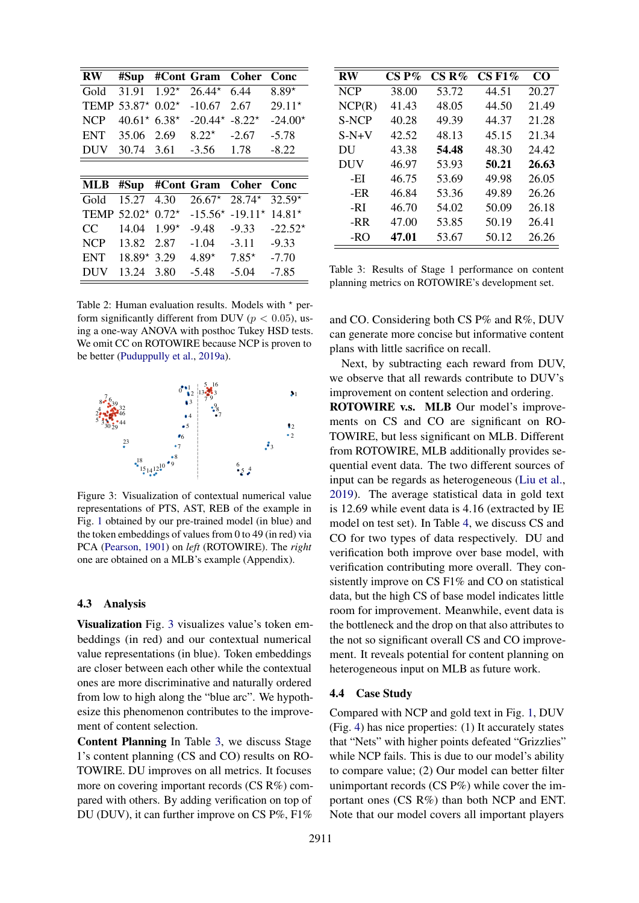| RW | #Sup | #Cont | Gram | Coher | Conc |
|---|---|---|---|---|---|
| Gold | 31.91 | 1.92* | 26.44* | 6.44 | 8.89* |
| TEMP | 53.87* | 0.02* | -10.67 | 2.67 | 29.11* |
| NCP | 40.61* | 6.38* | -20.44* | -8.22* | -24.00* |
| ENT | 35.06 | 2.69 | 8.22* | -2.67 | -5.78 |
| DUV | 30.74 | 3.61 | -3.56 | 1.78 | -8.22 |

| MLB | #Sup | #Cont | Gram | Coher | Conc |
|---|---|---|---|---|---|
| Gold | 15.27 | 4.30 | 26.67* | 28.74* | 32.59* |
| TEMP | 52.02* | 0.72* | -15.56* | -19.11* | 14.81* |
| CC | 14.04 | 1.99* | -9.48 | -9.33 | -22.52* |
| NCP | 13.82 | 2.87 | -1.04 | -3.11 | -9.33 |
| ENT | 18.89* | 3.29 | 4.89* | 7.85* | -7.70 |
| DUV | 13.24 | 3.80 | -5.48 | -5.04 | -7.85 |

Table 2: Human evaluation results. Models with * perform significantly different from DUV ($p < 0.05$), using a one-way ANOVA with posthoc Tukey HSD tests. We omit CC on ROTOWIRE because NCP is proven to be better (Puduppully et al., 2019a).

Figure 3: Visualization of contextual numerical value representations of PTS, AST, REB of the example in Fig. 1 obtained by our pre-trained model (in blue) and the token embeddings of values from 0 to 49 (in red) via PCA (Pearson, 1901) on *left* (ROTOWIRE). The *right* one are obtained on a MLB's example (Appendix).

### 4.3 Analysis

**Visualization** Fig. 3 visualizes value's token embeddings (in red) and our contextual numerical value representations (in blue). Token embeddings are closer between each other while the contextual ones are more discriminative and naturally ordered from low to high along the "blue arc". We hypothesize this phenomenon contributes to the improvement of content selection.

**Content Planning** In Table 3, we discuss Stage 1's content planning (CS and CO) results on ROTOWIRE. DU improves on all metrics. It focuses more on covering important records (CS R%) compared with others. By adding verification on top of DU (DUV), it can further improve on CS P%, F1% and CO. Considering both CS P% and R%, DUV can generate more concise but informative content plans with little sacrifice on recall.

| RW | CS P% | CS R% | CS F1% | CO |
|---|---|---|---|---|
| NCP | 38.00 | 53.72 | 44.51 | 20.27 |
| NCP(R) | 41.43 | 48.05 | 44.50 | 21.49 |
| S-NCP | 40.28 | 49.39 | 44.37 | 21.28 |
| S-N+V | 42.52 | 48.13 | 45.15 | 21.34 |
| DU | 43.38 | **54.48** | 48.30 | 24.42 |
| DUV | 46.97 | 53.93 | **50.21** | **26.63** |
| -EI | 46.75 | 53.69 | 49.98 | 26.05 |
| -ER | 46.84 | 53.36 | 49.89 | 26.26 |
| -RI | 46.70 | 54.02 | 50.09 | 26.18 |
| -RR | 47.00 | 53.85 | 50.19 | 26.41 |
| -RO | **47.01** | 53.67 | 50.12 | 26.26 |

Table 3: Results of Stage 1 performance on content planning metrics on ROTOWIRE's development set.

Next, by subtracting each reward from DUV, we observe that all rewards contribute to DUV's improvement on content selection and ordering.

**ROTOWIRE v.s. MLB** Our model's improvements on CS and CO are significant on ROTOWIRE, but less significant on MLB. Different from ROTOWIRE, MLB additionally provides sequential event data. The two different sources of input can be regards as heterogeneous (Liu et al., 2019). The average statistical data in gold text is 12.69 while event data is 4.16 (extracted by IE model on test set). In Table 4, we discuss CS and CO for two types of data respectively. DU and verification both improve over base model, with verification contributing more overall. They consistently improve on CS F1% and CO on statistical data, but the high CS of base model indicates little room for improvement. Meanwhile, event data is the bottleneck and the drop on that also attributes to the not so significant overall CS and CO improvement. It reveals potential for content planning on heterogeneous input on MLB as future work.

### 4.4 Case Study

Compared with NCP and gold text in Fig. 1, DUV (Fig. 4) has nice properties: (1) It accurately states that "Nets" with higher points defeated "Grizzlies" while NCP fails. This is due to our model's ability to compare value; (2) Our model can better filter unimportant records (CS P%) while cover the important ones (CS R%) than both NCP and ENT. Note that our model covers all important players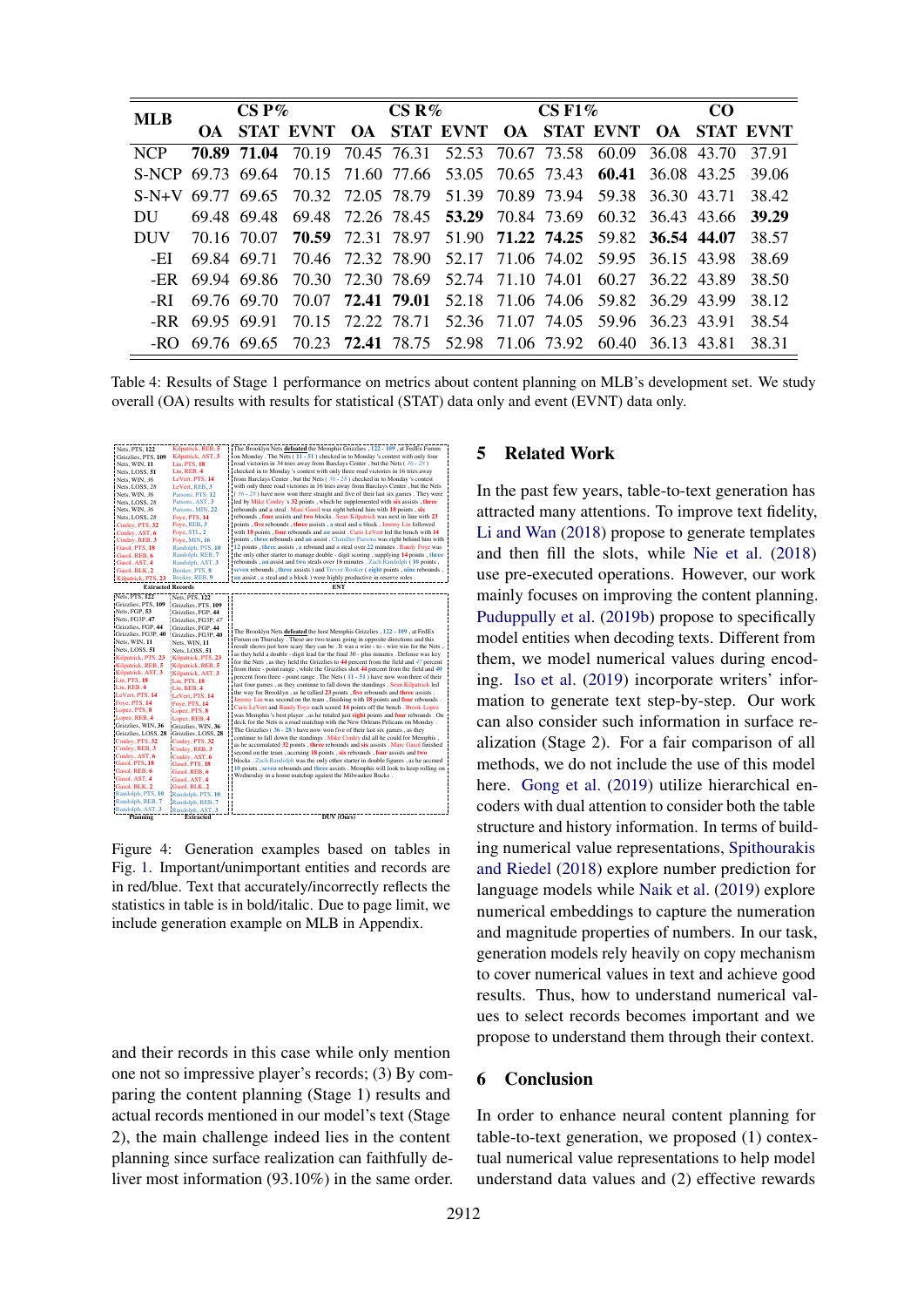| MLB | CS P% | | | CS R% | | | CS F1% | | | CO | | |
|---|---|---|---|---|---|---|---|---|---|---|---|---|
| | OA | STAT | EVNT | OA | STAT | EVNT | OA | STAT | EVNT | OA | STAT | EVNT |
| NCP | **70.89** | **71.04** | 70.19 | 70.45 | 76.31 | 52.53 | 70.67 | 73.58 | 60.09 | 36.08 | 43.70 | 37.91 |
| S-NCP | 69.73 | 69.64 | 70.15 | 71.60 | 77.66 | 53.05 | 70.65 | 73.43 | **60.41** | 36.08 | 43.25 | 39.06 |
| S-N+V | 69.77 | 69.65 | 70.32 | 72.05 | 78.79 | 51.39 | 70.89 | 73.94 | 59.38 | 36.30 | 43.71 | 38.42 |
| DU | 69.48 | 69.48 | 69.48 | 72.26 | 78.45 | **53.29** | 70.84 | 73.69 | 60.32 | 36.43 | 43.66 | **39.29** |
| DUV | 70.16 | 70.07 | **70.59** | 72.31 | 78.97 | 51.90 | **71.22** | **74.25** | 59.82 | **36.54** | **44.07** | 38.57 |
| -EI | 69.84 | 69.71 | 70.46 | 72.32 | 78.90 | 52.17 | 71.06 | 74.02 | 59.95 | 36.15 | 43.98 | 38.69 |
| -ER | 69.94 | 69.86 | 70.30 | 72.30 | 78.69 | 52.74 | 71.10 | 74.01 | 60.27 | 36.22 | 43.89 | 38.50 |
| -RI | 69.76 | 69.70 | 70.07 | **72.41** | **79.01** | 52.18 | 71.06 | 74.06 | 59.82 | 36.29 | 43.99 | 38.12 |
| -RR | 69.95 | 69.91 | 70.15 | 72.22 | 78.71 | 52.36 | 71.07 | 74.05 | 59.96 | 36.23 | 43.91 | 38.54 |
| -RO | 69.76 | 69.65 | 70.23 | **72.41** | 78.75 | 52.98 | 71.06 | 73.92 | 60.40 | 36.13 | 43.81 | 38.31 |

Table 4: Results of Stage 1 performance on metrics about content planning on MLB's development set. We study overall (OA) results with results for statistical (STAT) data only and event (EVNT) data only.

Figure 4: Generation examples based on tables in Fig. 1. Important/unimportant entities and records are in red/blue. Text that accurately/incorrectly reflects the statistics in table is in bold/italic. Due to page limit, we include generation example on MLB in Appendix.

and their records in this case while only mention one not so impressive player's records; (3) By comparing the content planning (Stage 1) results and actual records mentioned in our model's text (Stage 2), the main challenge indeed lies in the content planning since surface realization can faithfully deliver most information (93.10%) in the same order.

## 5 Related Work

In the past few years, table-to-text generation has attracted many attentions. To improve text fidelity, Li and Wan (2018) propose to generate templates and then fill the slots, while Nie et al. (2018) use pre-executed operations. However, our work mainly focuses on improving the content planning. Puduppully et al. (2019b) propose to specifically model entities when decoding texts. Different from them, we model numerical values during encoding. Iso et al. (2019) incorporate writers' information to generate text step-by-step. Our work can also consider such information in surface realization (Stage 2). For a fair comparison of all methods, we do not include the use of this model here. Gong et al. (2019) utilize hierarchical encoders with dual attention to consider both the table structure and history information. In terms of building numerical value representations, Spithourakis and Riedel (2018) explore number prediction for language models while Naik et al. (2019) explore numerical embeddings to capture the numeration and magnitude properties of numbers. In our task, generation models rely heavily on copy mechanism to cover numerical values in text and achieve good results. Thus, how to understand numerical values to select records becomes important and we propose to understand them through their context.

## 6 Conclusion

In order to enhance neural content planning for table-to-text generation, we proposed (1) contextual numerical value representations to help model understand data values and (2) effective rewards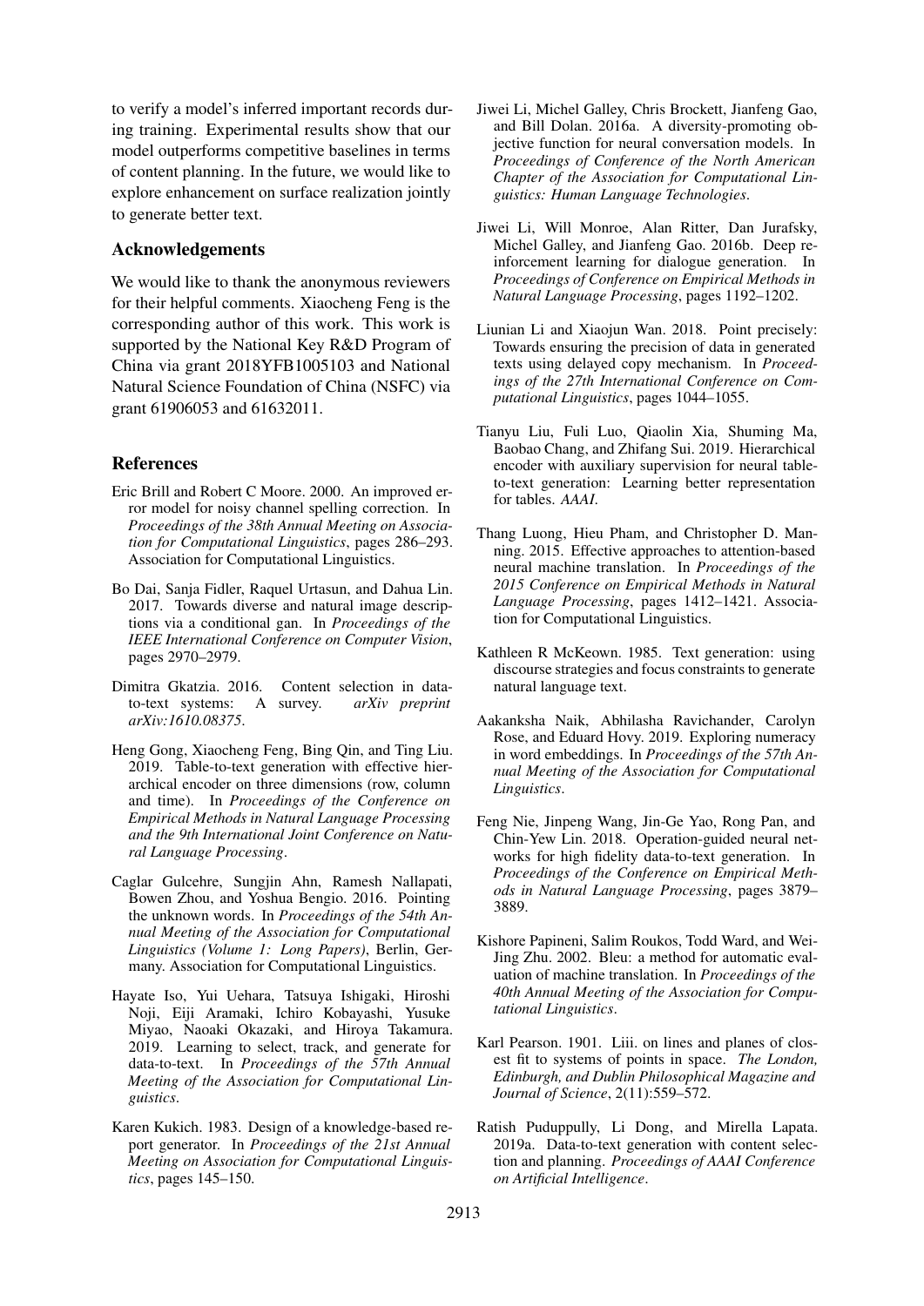to verify a model's inferred important records during training. Experimental results show that our model outperforms competitive baselines in terms of content planning. In the future, we would like to explore enhancement on surface realization jointly to generate better text.

## Acknowledgements

We would like to thank the anonymous reviewers for their helpful comments. Xiaocheng Feng is the corresponding author of this work. This work is supported by the National Key R&D Program of China via grant 2018YFB1005103 and National Natural Science Foundation of China (NSFC) via grant 61906053 and 61632011.

## References

Eric Brill and Robert C Moore. 2000. An improved error model for noisy channel spelling correction. In *Proceedings of the 38th Annual Meeting on Association for Computational Linguistics*, pages 286–293. Association for Computational Linguistics.

Bo Dai, Sanja Fidler, Raquel Urtasun, and Dahua Lin. 2017. Towards diverse and natural image descriptions via a conditional gan. In *Proceedings of the IEEE International Conference on Computer Vision*, pages 2970–2979.

Dimitra Gkatzia. 2016. Content selection in data-to-text systems: A survey. *arXiv preprint arXiv:1610.08375*.

Heng Gong, Xiaocheng Feng, Bing Qin, and Ting Liu. 2019. Table-to-text generation with effective hierarchical encoder on three dimensions (row, column and time). In *Proceedings of the Conference on Empirical Methods in Natural Language Processing and the 9th International Joint Conference on Natural Language Processing*.

Caglar Gulcehre, Sungjin Ahn, Ramesh Nallapati, Bowen Zhou, and Yoshua Bengio. 2016. Pointing the unknown words. In *Proceedings of the 54th Annual Meeting of the Association for Computational Linguistics (Volume 1: Long Papers)*, Berlin, Germany. Association for Computational Linguistics.

Hayate Iso, Yui Uehara, Tatsuya Ishigaki, Hiroshi Noji, Eiji Aramaki, Ichiro Kobayashi, Yusuke Miyao, Naoaki Okazaki, and Hiroya Takamura. 2019. Learning to select, track, and generate for data-to-text. In *Proceedings of the 57th Annual Meeting of the Association for Computational Linguistics*.

Karen Kukich. 1983. Design of a knowledge-based report generator. In *Proceedings of the 21st Annual Meeting on Association for Computational Linguistics*, pages 145–150.

Jiwei Li, Michel Galley, Chris Brockett, Jianfeng Gao, and Bill Dolan. 2016a. A diversity-promoting objective function for neural conversation models. In *Proceedings of Conference of the North American Chapter of the Association for Computational Linguistics: Human Language Technologies*.

Jiwei Li, Will Monroe, Alan Ritter, Dan Jurafsky, Michel Galley, and Jianfeng Gao. 2016b. Deep reinforcement learning for dialogue generation. In *Proceedings of Conference on Empirical Methods in Natural Language Processing*, pages 1192–1202.

Liunian Li and Xiaojun Wan. 2018. Point precisely: Towards ensuring the precision of data in generated texts using delayed copy mechanism. In *Proceedings of the 27th International Conference on Computational Linguistics*, pages 1044–1055.

Tianyu Liu, Fuli Luo, Qiaolin Xia, Shuming Ma, Baobao Chang, and Zhifang Sui. 2019. Hierarchical encoder with auxiliary supervision for neural table-to-text generation: Learning better representation for tables. *AAAI*.

Thang Luong, Hieu Pham, and Christopher D. Manning. 2015. Effective approaches to attention-based neural machine translation. In *Proceedings of the 2015 Conference on Empirical Methods in Natural Language Processing*, pages 1412–1421. Association for Computational Linguistics.

Kathleen R McKeown. 1985. Text generation: using discourse strategies and focus constraints to generate natural language text.

Aakanksha Naik, Abhilasha Ravichander, Carolyn Rose, and Eduard Hovy. 2019. Exploring numeracy in word embeddings. In *Proceedings of the 57th Annual Meeting of the Association for Computational Linguistics*.

Feng Nie, Jinpeng Wang, Jin-Ge Yao, Rong Pan, and Chin-Yew Lin. 2018. Operation-guided neural networks for high fidelity data-to-text generation. In *Proceedings of the Conference on Empirical Methods in Natural Language Processing*, pages 3879–3889.

Kishore Papineni, Salim Roukos, Todd Ward, and Wei-Jing Zhu. 2002. Bleu: a method for automatic evaluation of machine translation. In *Proceedings of the 40th Annual Meeting of the Association for Computational Linguistics*.

Karl Pearson. 1901. Liii. on lines and planes of closest fit to systems of points in space. *The London, Edinburgh, and Dublin Philosophical Magazine and Journal of Science*, 2(11):559–572.

Ratish Puduppully, Li Dong, and Mirella Lapata. 2019a. Data-to-text generation with content selection and planning. *Proceedings of AAAI Conference on Artificial Intelligence*.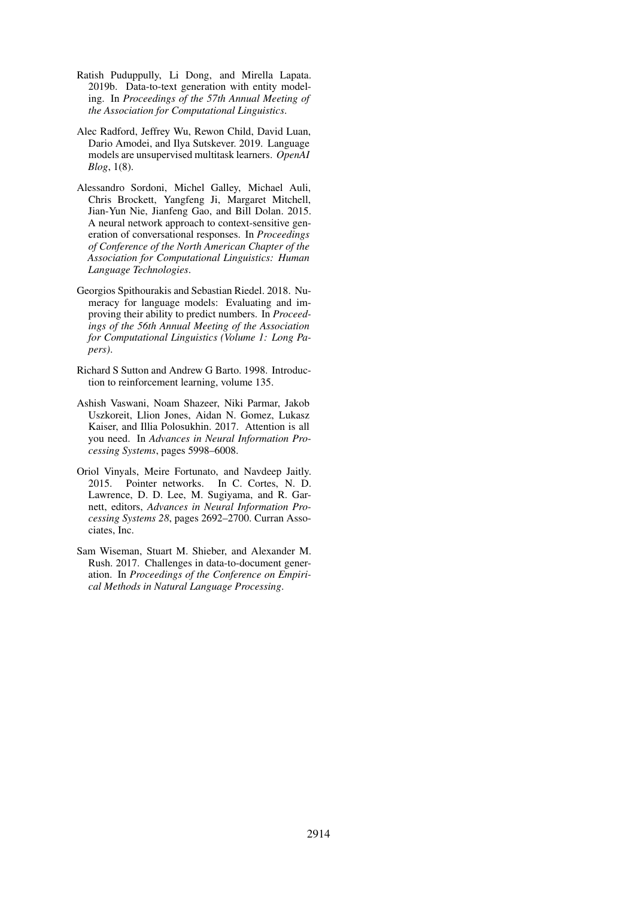Ratish Puduppully, Li Dong, and Mirella Lapata. 2019b. Data-to-text generation with entity modeling. In *Proceedings of the 57th Annual Meeting of the Association for Computational Linguistics*.

Alec Radford, Jeffrey Wu, Rewon Child, David Luan, Dario Amodei, and Ilya Sutskever. 2019. Language models are unsupervised multitask learners. *OpenAI Blog*, 1(8).

Alessandro Sordoni, Michel Galley, Michael Auli, Chris Brockett, Yangfeng Ji, Margaret Mitchell, Jian-Yun Nie, Jianfeng Gao, and Bill Dolan. 2015. A neural network approach to context-sensitive generation of conversational responses. In *Proceedings of Conference of the North American Chapter of the Association for Computational Linguistics: Human Language Technologies*.

Georgios Spithourakis and Sebastian Riedel. 2018. Numeracy for language models: Evaluating and improving their ability to predict numbers. In *Proceedings of the 56th Annual Meeting of the Association for Computational Linguistics (Volume 1: Long Papers)*.

Richard S Sutton and Andrew G Barto. 1998. Introduction to reinforcement learning, volume 135.

Ashish Vaswani, Noam Shazeer, Niki Parmar, Jakob Uszkoreit, Llion Jones, Aidan N. Gomez, Lukasz Kaiser, and Illia Polosukhin. 2017. Attention is all you need. In *Advances in Neural Information Processing Systems*, pages 5998–6008.

Oriol Vinyals, Meire Fortunato, and Navdeep Jaitly. 2015. Pointer networks. In C. Cortes, N. D. Lawrence, D. D. Lee, M. Sugiyama, and R. Garnett, editors, *Advances in Neural Information Processing Systems 28*, pages 2692–2700. Curran Associates, Inc.

Sam Wiseman, Stuart M. Shieber, and Alexander M. Rush. 2017. Challenges in data-to-document generation. In *Proceedings of the Conference on Empirical Methods in Natural Language Processing*.